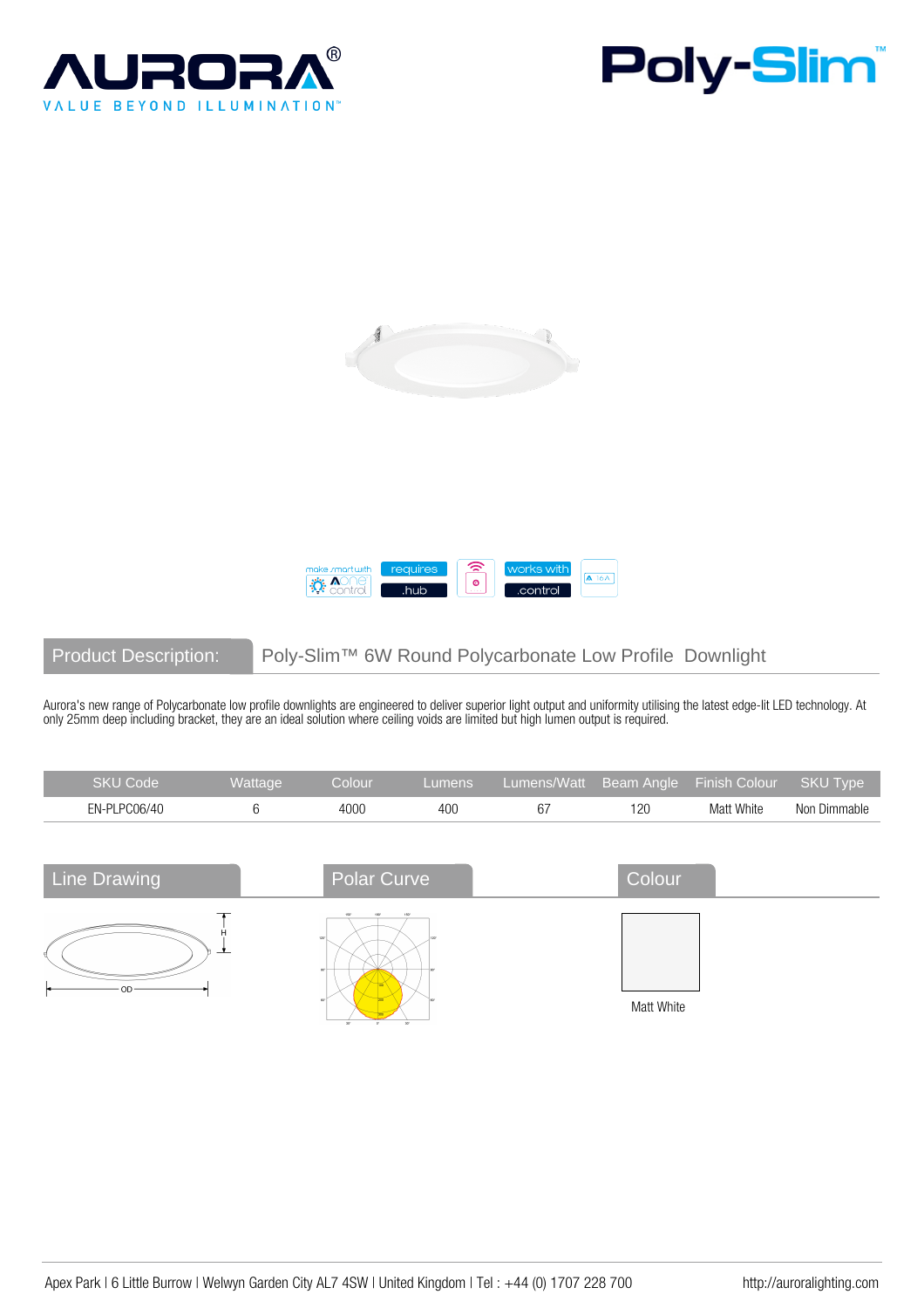# AURORA®

VALUE BEYOND ILLUMINATION™

# Poly-Slim™

make smart with AOne control | requires .hub | works with .control

## Product Description: Poly-Slim™ 6W Round Polycarbonate Low Profile Downlight

Aurora's new range of Polycarbonate low profile downlights are engineered to deliver superior light output and uniformity utilising the latest edge-lit LED technology. At only 25mm deep including bracket, they are an ideal solution where ceiling voids are limited but high lumen output is required.

| SKU Code | Wattage | Colour | Lumens | Lumens/Watt | Beam Angle | Finish Colour | SKU Type |
|---|---|---|---|---|---|---|---|
| EN-PLPC06/40 | 6 | 4000 | 400 | 67 | 120 | Matt White | Non Dimmable |

## Line Drawing

H

OD

## Polar Curve

## Colour

Matt White

Apex Park | 6 Little Burrow | Welwyn Garden City AL7 4SW | United Kingdom | Tel : +44 (0) 1707 228 700

http://auroralighting.com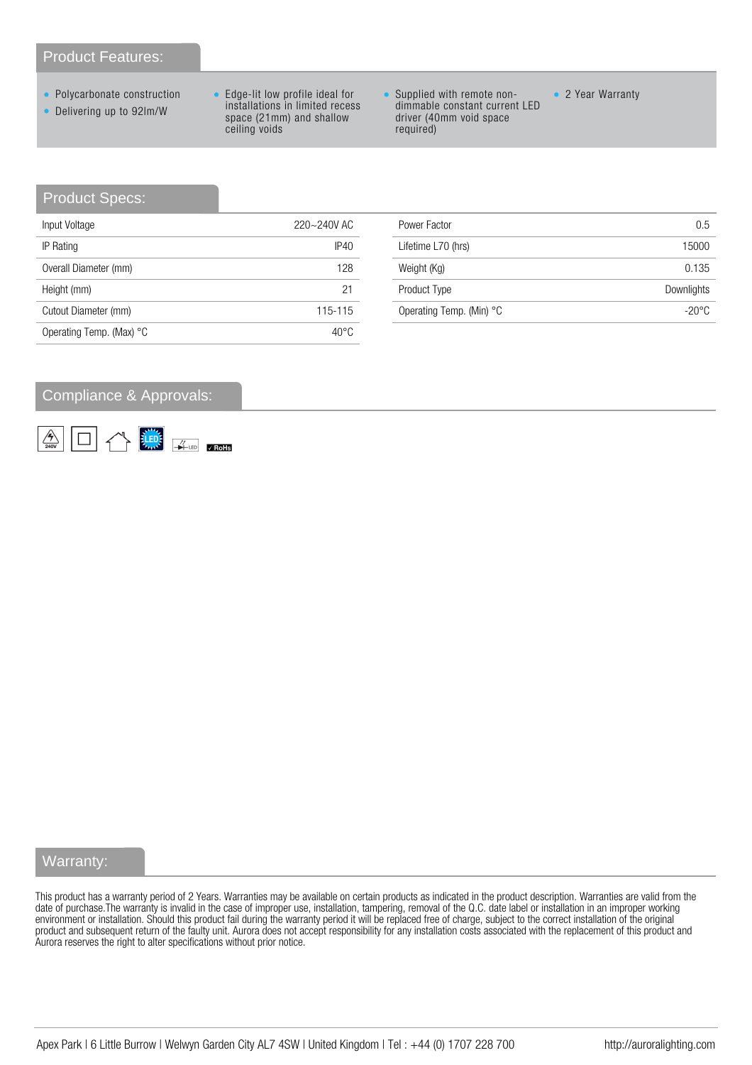## Product Features:

- Polycarbonate construction
- Delivering up to 92lm/W
- Edge-lit low profile ideal for installations in limited recess space (21mm) and shallow ceiling voids
- Supplied with remote non-dimmable constant current LED driver (40mm void space required)
- 2 Year Warranty

## Product Specs:

| | | | |
|---|---|---|---|
| Input Voltage | 220~240V AC | Power Factor | 0.5 |
| IP Rating | IP40 | Lifetime L70 (hrs) | 15000 |
| Overall Diameter (mm) | 128 | Weight (Kg) | 0.135 |
| Height (mm) | 21 | Product Type | Downlights |
| Cutout Diameter (mm) | 115-115 | Operating Temp. (Min) °C | -20°C |
| Operating Temp. (Max) °C | 40°C | | |

## Compliance & Approvals:

240V LED LED ✓ RoHS

## Warranty:

This product has a warranty period of 2 Years. Warranties may be available on certain products as indicated in the product description. Warranties are valid from the date of purchase.The warranty is invalid in the case of improper use, installation, tampering, removal of the Q.C. date label or installation in an improper working environment or installation. Should this product fail during the warranty period it will be replaced free of charge, subject to the correct installation of the original product and subsequent return of the faulty unit. Aurora does not accept responsibility for any installation costs associated with the replacement of this product and Aurora reserves the right to alter specifications without prior notice.

Apex Park | 6 Little Burrow | Welwyn Garden City AL7 4SW | United Kingdom | Tel : +44 (0) 1707 228 700 http://auroralighting.com